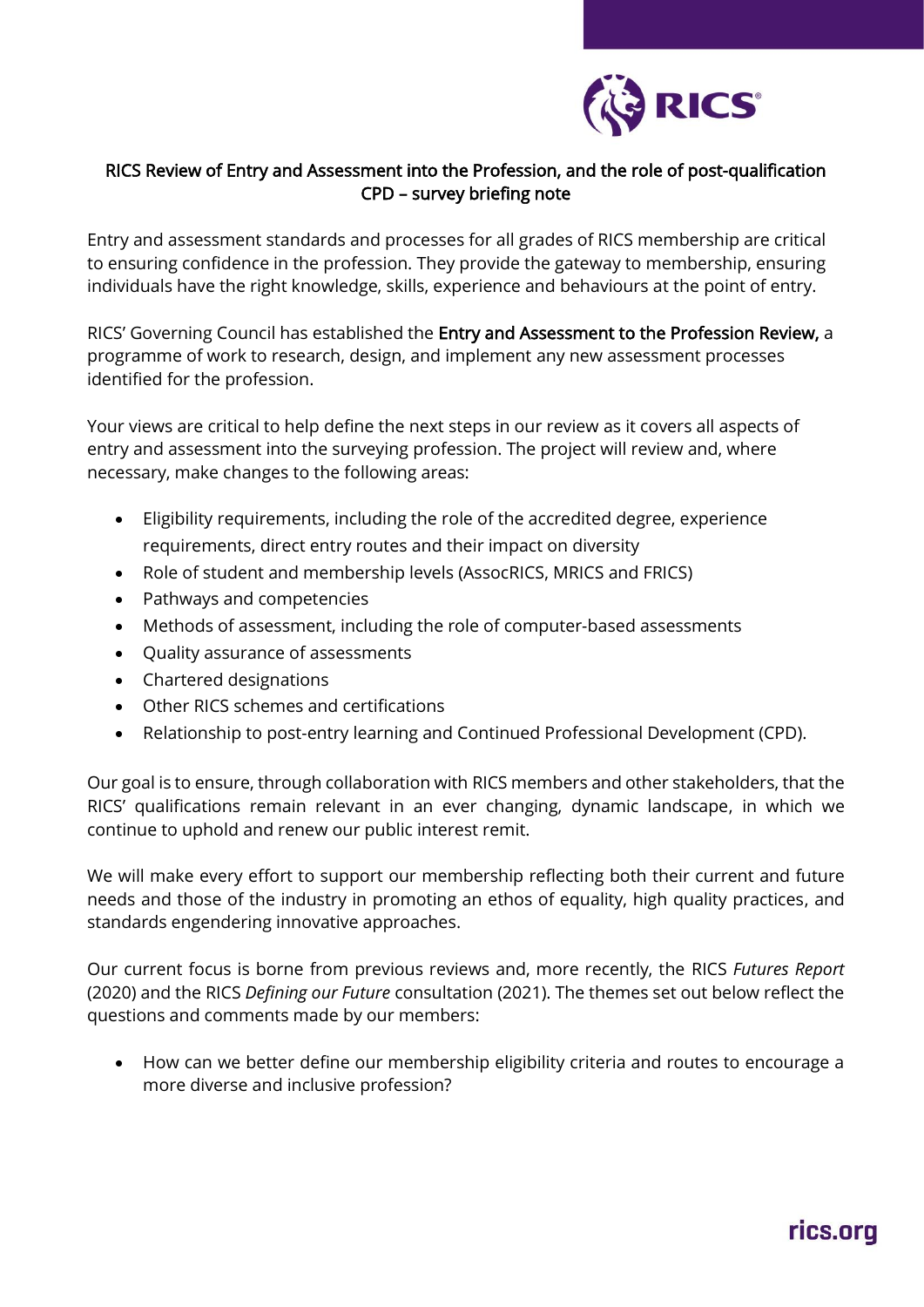# RICS Review of Entry and Assessment into the Profession, and the role of post-qualification CPD – survey briefing note

Entry and assessment standards and processes for all grades of RICS membership are critical to ensuring confidence in the profession. They provide the gateway to membership, ensuring individuals have the right knowledge, skills, experience and behaviours at the point of entry.

RICS' Governing Council has established the **Entry and Assessment to the Profession Review,** a programme of work to research, design, and implement any new assessment processes identified for the profession.

Your views are critical to help define the next steps in our review as it covers all aspects of entry and assessment into the surveying profession. The project will review and, where necessary, make changes to the following areas:

- Eligibility requirements, including the role of the accredited degree, experience requirements, direct entry routes and their impact on diversity
- Role of student and membership levels (AssocRICS, MRICS and FRICS)
- Pathways and competencies
- Methods of assessment, including the role of computer-based assessments
- Quality assurance of assessments
- Chartered designations
- Other RICS schemes and certifications
- Relationship to post-entry learning and Continued Professional Development (CPD).

Our goal is to ensure, through collaboration with RICS members and other stakeholders, that the RICS' qualifications remain relevant in an ever changing, dynamic landscape, in which we continue to uphold and renew our public interest remit.

We will make every effort to support our membership reflecting both their current and future needs and those of the industry in promoting an ethos of equality, high quality practices, and standards engendering innovative approaches.

Our current focus is borne from previous reviews and, more recently, the RICS *Futures Report* (2020) and the RICS *Defining our Future* consultation (2021). The themes set out below reflect the questions and comments made by our members:

- How can we better define our membership eligibility criteria and routes to encourage a more diverse and inclusive profession?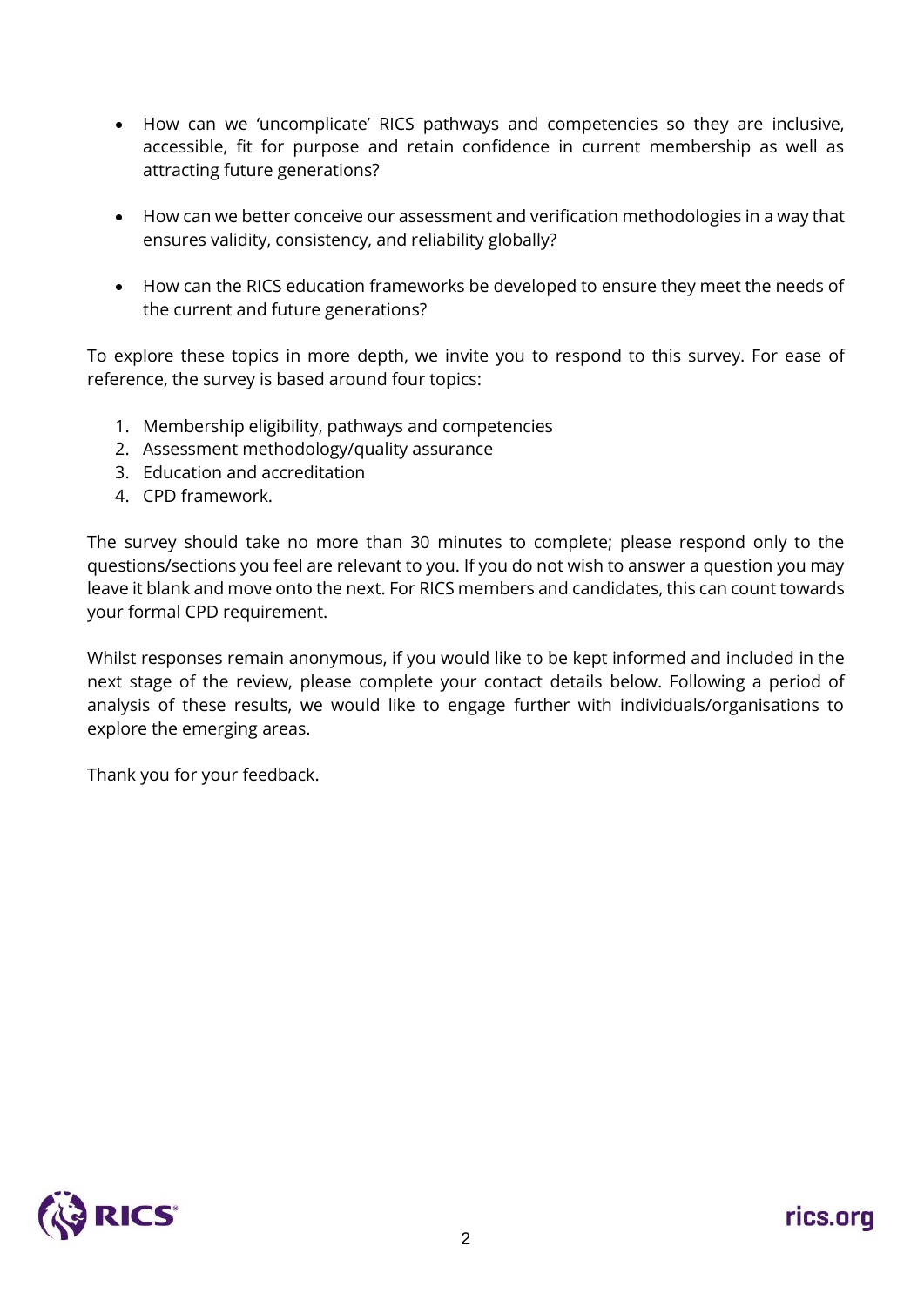- How can we 'uncomplicate' RICS pathways and competencies so they are inclusive, accessible, fit for purpose and retain confidence in current membership as well as attracting future generations?
- How can we better conceive our assessment and verification methodologies in a way that ensures validity, consistency, and reliability globally?
- How can the RICS education frameworks be developed to ensure they meet the needs of the current and future generations?

To explore these topics in more depth, we invite you to respond to this survey. For ease of reference, the survey is based around four topics:

1. Membership eligibility, pathways and competencies
2. Assessment methodology/quality assurance
3. Education and accreditation
4. CPD framework.

The survey should take no more than 30 minutes to complete; please respond only to the questions/sections you feel are relevant to you. If you do not wish to answer a question you may leave it blank and move onto the next. For RICS members and candidates, this can count towards your formal CPD requirement.

Whilst responses remain anonymous, if you would like to be kept informed and included in the next stage of the review, please complete your contact details below. Following a period of analysis of these results, we would like to engage further with individuals/organisations to explore the emerging areas.

Thank you for your feedback.